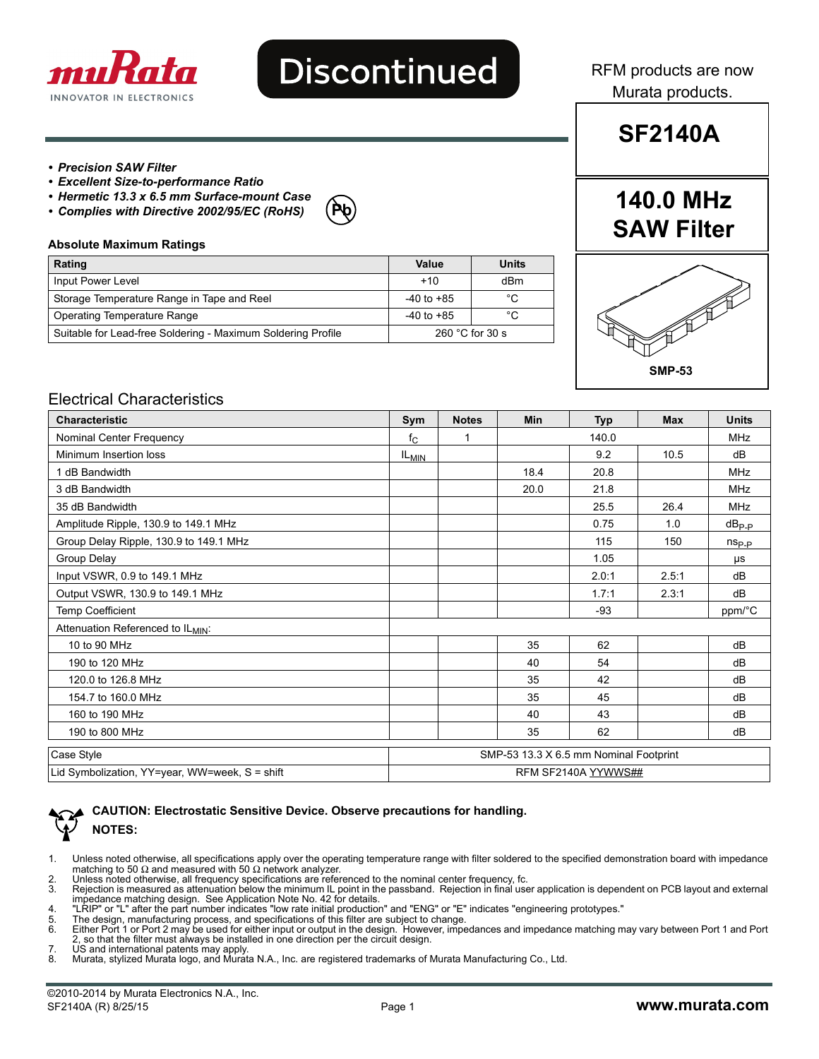Discontinued

RFM products are now Murata products.

# SF2140A

## 140.0 MHz SAW Filter

SMP-53

- ***Precision SAW Filter***
- ***Excellent Size-to-performance Ratio***
- ***Hermetic 13.3 x 6.5 mm Surface-mount Case***
- ***Complies with Directive 2002/95/EC (RoHS)***

### Absolute Maximum Ratings

| Rating | Value | Units |
|---|---|---|
| Input Power Level | +10 | dBm |
| Storage Temperature Range in Tape and Reel | -40 to +85 | °C |
| Operating Temperature Range | -40 to +85 | °C |
| Suitable for Lead-free Soldering - Maximum Soldering Profile | 260 °C for 30 s | |

## Electrical Characteristics

| Characteristic | Sym | Notes | Min | Typ | Max | Units |
|---|---|---|---|---|---|---|
| Nominal Center Frequency | $f_C$ | 1 | | 140.0 | | MHz |
| Minimum Insertion loss | $IL_{MIN}$ | | | 9.2 | 10.5 | dB |
| 1 dB Bandwidth | | | 18.4 | 20.8 | | MHz |
| 3 dB Bandwidth | | | 20.0 | 21.8 | | MHz |
| 35 dB Bandwidth | | | | 25.5 | 26.4 | MHz |
| Amplitude Ripple, 130.9 to 149.1 MHz | | | | 0.75 | 1.0 | $dB_{P-P}$ |
| Group Delay Ripple, 130.9 to 149.1 MHz | | | | 115 | 150 | $ns_{P-P}$ |
| Group Delay | | | | 1.05 | | µs |
| Input VSWR, 0.9 to 149.1 MHz | | | | 2.0:1 | 2.5:1 | dB |
| Output VSWR, 130.9 to 149.1 MHz | | | | 1.7:1 | 2.3:1 | dB |
| Temp Coefficient | | | | -93 | | ppm/°C |
| Attenuation Referenced to $IL_{MIN}$: | | | | | | |
| 10 to 90 MHz | | | 35 | 62 | | dB |
| 190 to 120 MHz | | | 40 | 54 | | dB |
| 120.0 to 126.8 MHz | | | 35 | 42 | | dB |
| 154.7 to 160.0 MHz | | | 35 | 45 | | dB |
| 160 to 190 MHz | | | 40 | 43 | | dB |
| 190 to 800 MHz | | | 35 | 62 | | dB |

| | |
|---|---|
| Case Style | SMP-53 13.3 X 6.5 mm Nominal Footprint |
| Lid Symbolization, YY=year, WW=week, S = shift | RFM SF2140A YYWWS## |

**CAUTION: Electrostatic Sensitive Device. Observe precautions for handling.**

**NOTES:**

1. Unless noted otherwise, all specifications apply over the operating temperature range with filter soldered to the specified demonstration board with impedance matching to 50 Ω and measured with 50 Ω network analyzer.
2. Unless noted otherwise, all frequency specifications are referenced to the nominal center frequency, fc.
3. Rejection is measured as attenuation below the minimum IL point in the passband. Rejection in final user application is dependent on PCB layout and external impedance matching design. See Application Note No. 42 for details.
4. "LRIP" or "L" after the part number indicates "low rate initial production" and "ENG" or "E" indicates "engineering prototypes."
5. The design, manufacturing process, and specifications of this filter are subject to change.
6. Either Port 1 or Port 2 may be used for either input or output in the design. However, impedances and impedance matching may vary between Port 1 and Port 2, so that the filter must always be installed in one direction per the circuit design.
7. US and international patents may apply.
8. Murata, stylized Murata logo, and Murata N.A., Inc. are registered trademarks of Murata Manufacturing Co., Ltd.

©2010-2014 by Murata Electronics N.A., Inc.
SF2140A (R) 8/25/15

www.murata.com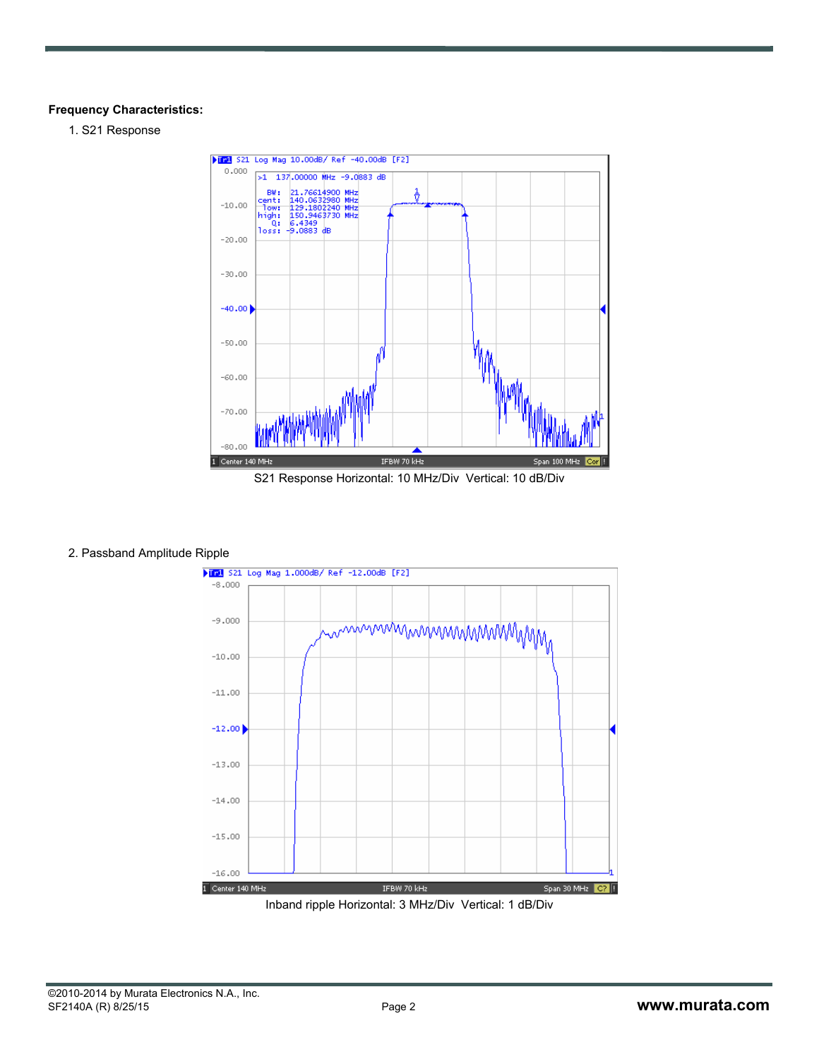**Frequency Characteristics:**

1. S21 Response

S21 Response Horizontal: 10 MHz/Div  Vertical: 10 dB/Div

2. Passband Amplitude Ripple

Inband ripple Horizontal: 3 MHz/Div  Vertical: 1 dB/Div

©2010-2014 by Murata Electronics N.A., Inc.
SF2140A (R) 8/25/15

**www.murata.com**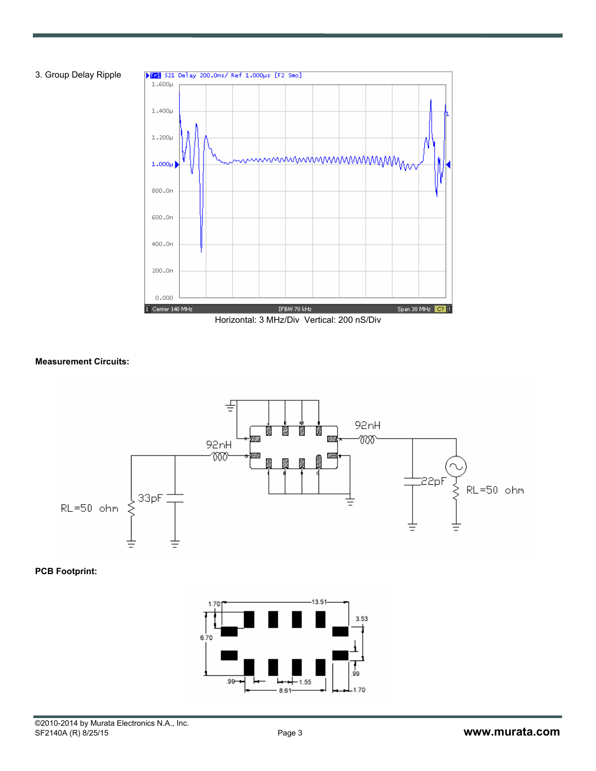3. Group Delay Ripple

Horizontal: 3 MHz/Div  Vertical: 200 nS/Div

**Measurement Circuits:**

**PCB Footprint:**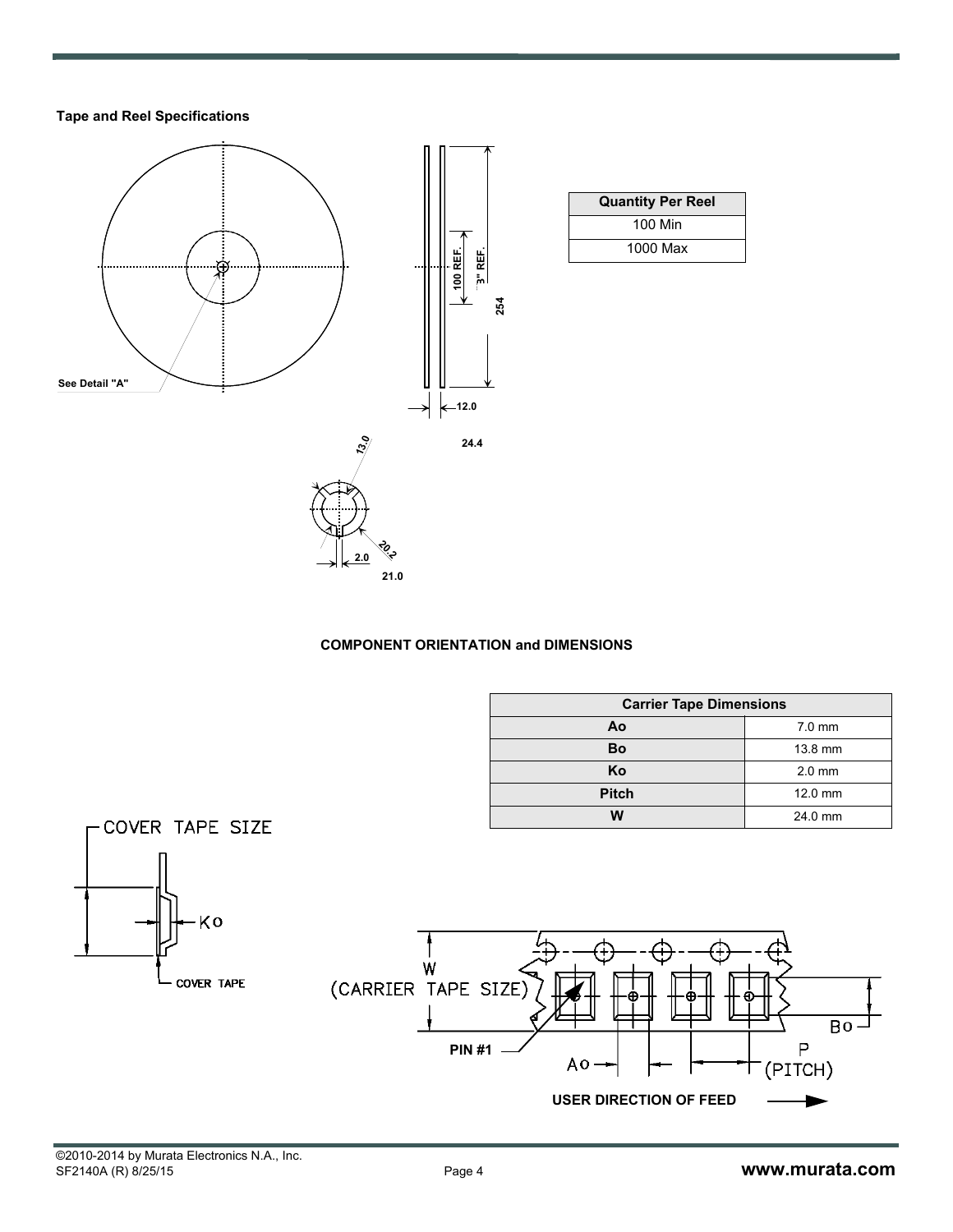**Tape and Reel Specifications**

| Quantity Per Reel |
| --- |
| 100 Min |
| 1000 Max |

**COMPONENT ORIENTATION and DIMENSIONS**

| Carrier Tape Dimensions | |
| --- | --- |
| Ao | 7.0 mm |
| Bo | 13.8 mm |
| Ko | 2.0 mm |
| Pitch | 12.0 mm |
| W | 24.0 mm |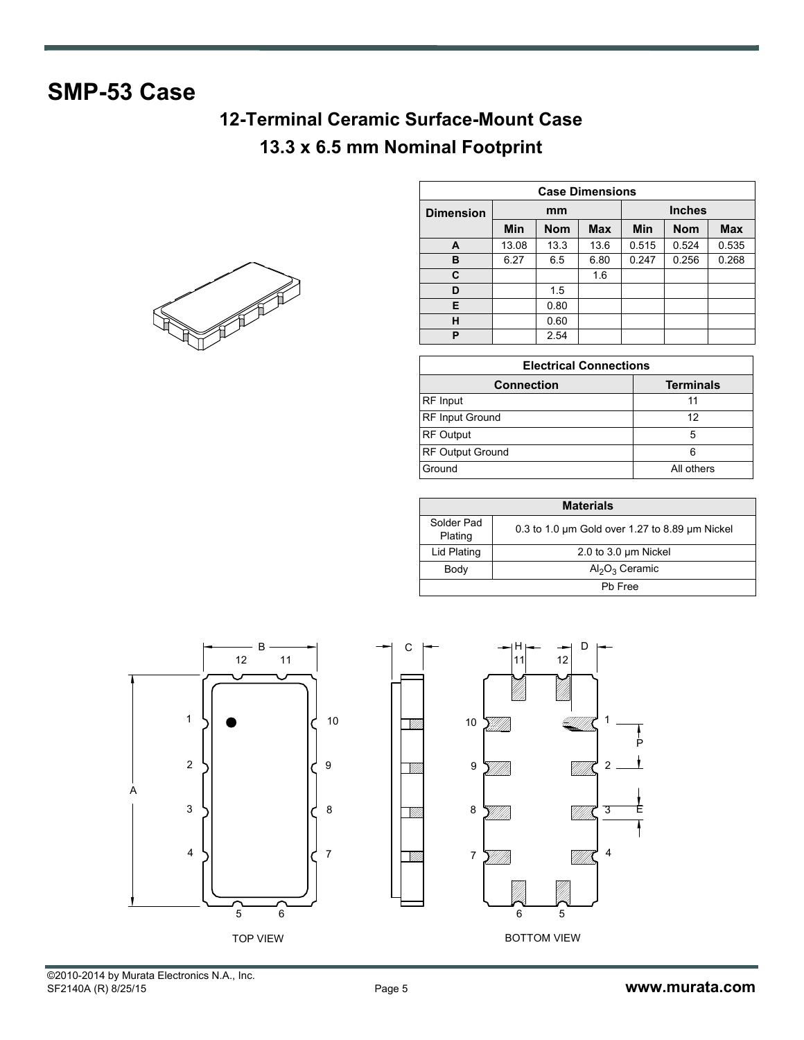# SMP-53 Case

## 12-Terminal Ceramic Surface-Mount Case

## 13.3 x 6.5 mm Nominal Footprint

| Case Dimensions | | | | | | |
|---|---|---|---|---|---|---|
| Dimension | mm | | | Inches | | |
| | Min | Nom | Max | Min | Nom | Max |
| A | 13.08 | 13.3 | 13.6 | 0.515 | 0.524 | 0.535 |
| B | 6.27 | 6.5 | 6.80 | 0.247 | 0.256 | 0.268 |
| C | | | 1.6 | | | |
| D | | 1.5 | | | | |
| E | | 0.80 | | | | |
| H | | 0.60 | | | | |
| P | | 2.54 | | | | |

| Electrical Connections | |
|---|---|
| Connection | Terminals |
| RF Input | 11 |
| RF Input Ground | 12 |
| RF Output | 5 |
| RF Output Ground | 6 |
| Ground | All others |

| Materials | |
|---|---|
| Solder Pad Plating | 0.3 to 1.0 µm Gold over 1.27 to 8.89 µm Nickel |
| Lid Plating | 2.0 to 3.0 µm Nickel |
| Body | $Al_2O_3$ Ceramic |
| Pb Free | |

TOP VIEW

BOTTOM VIEW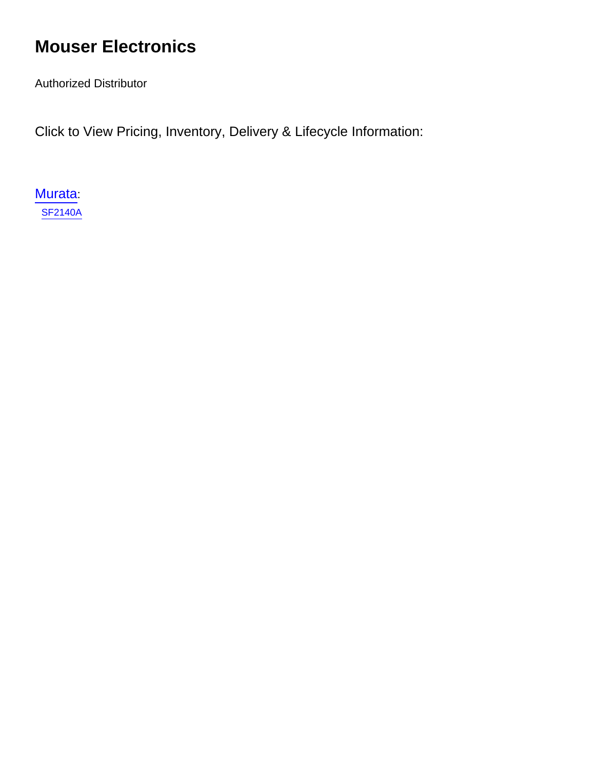# Mouser Electronics

Authorized Distributor

Click to View Pricing, Inventory, Delivery & Lifecycle Information:

Murata:

SF2140A